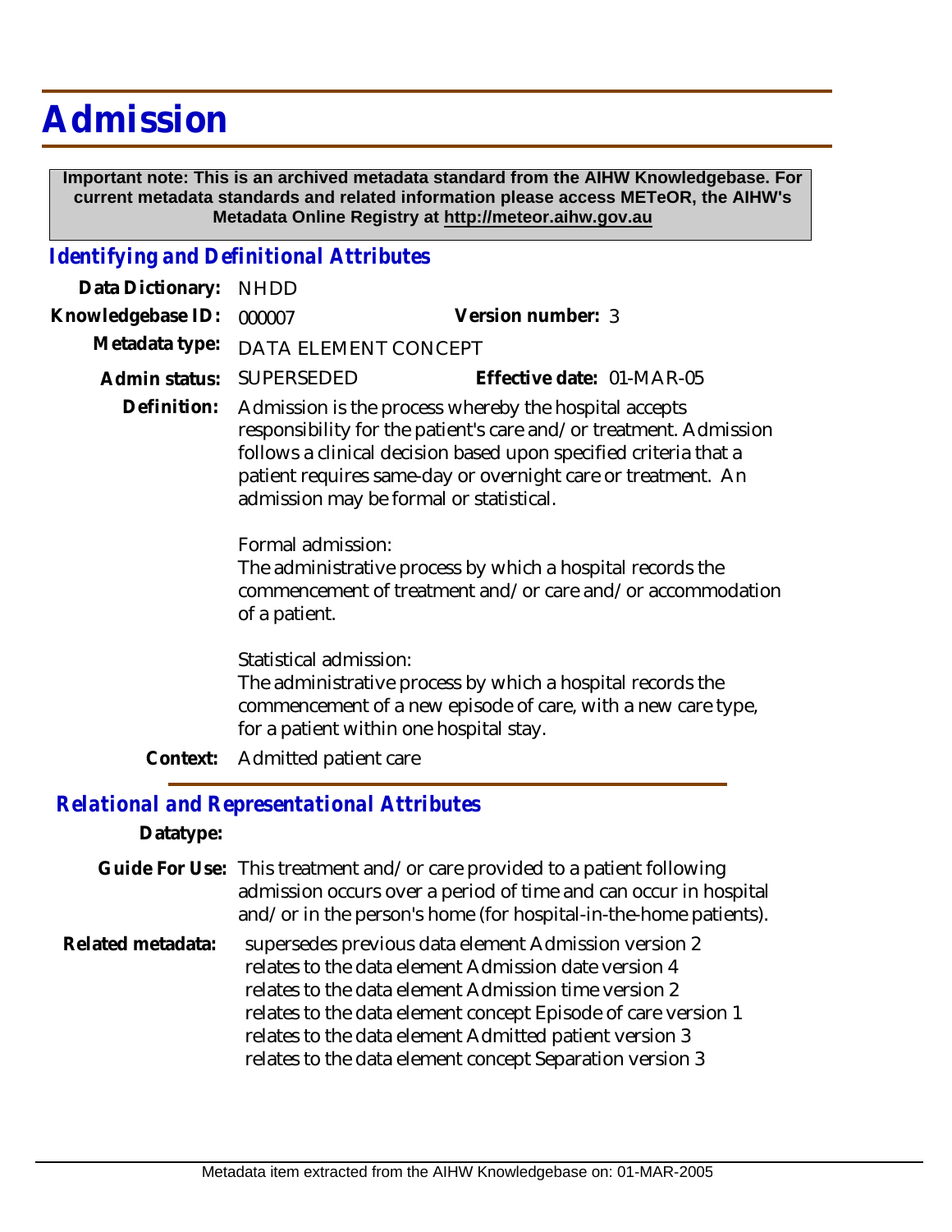# Admission

**Important note: This is an archived metadata standard from the AIHW Knowledgebase. For current metadata standards and related information please access METeOR, the AIHW's Metadata Online Registry at http://meteor.aihw.gov.au**

## *Identifying and Definitional Attributes*

**Data Dictionary:** NHDD

**Knowledgebase ID:** 000007 **Version number:** 3

**Metadata type:** DATA ELEMENT CONCEPT

**Admin status:** SUPERSEDED **Effective date:** 01-MAR-05

**Definition:** Admission is the process whereby the hospital accepts responsibility for the patient's care and/or treatment. Admission follows a clinical decision based upon specified criteria that a patient requires same-day or overnight care or treatment. An admission may be formal or statistical.

Formal admission:
The administrative process by which a hospital records the commencement of treatment and/or care and/or accommodation of a patient.

Statistical admission:
The administrative process by which a hospital records the commencement of a new episode of care, with a new care type, for a patient within one hospital stay.

**Context:** Admitted patient care

## *Relational and Representational Attributes*

**Datatype:**

**Guide For Use:** This treatment and/or care provided to a patient following admission occurs over a period of time and can occur in hospital and/or in the person's home (for hospital-in-the-home patients).

**Related metadata:** supersedes previous data element Admission version 2
relates to the data element Admission date version 4
relates to the data element Admission time version 2
relates to the data element concept Episode of care version 1
relates to the data element Admitted patient version 3
relates to the data element concept Separation version 3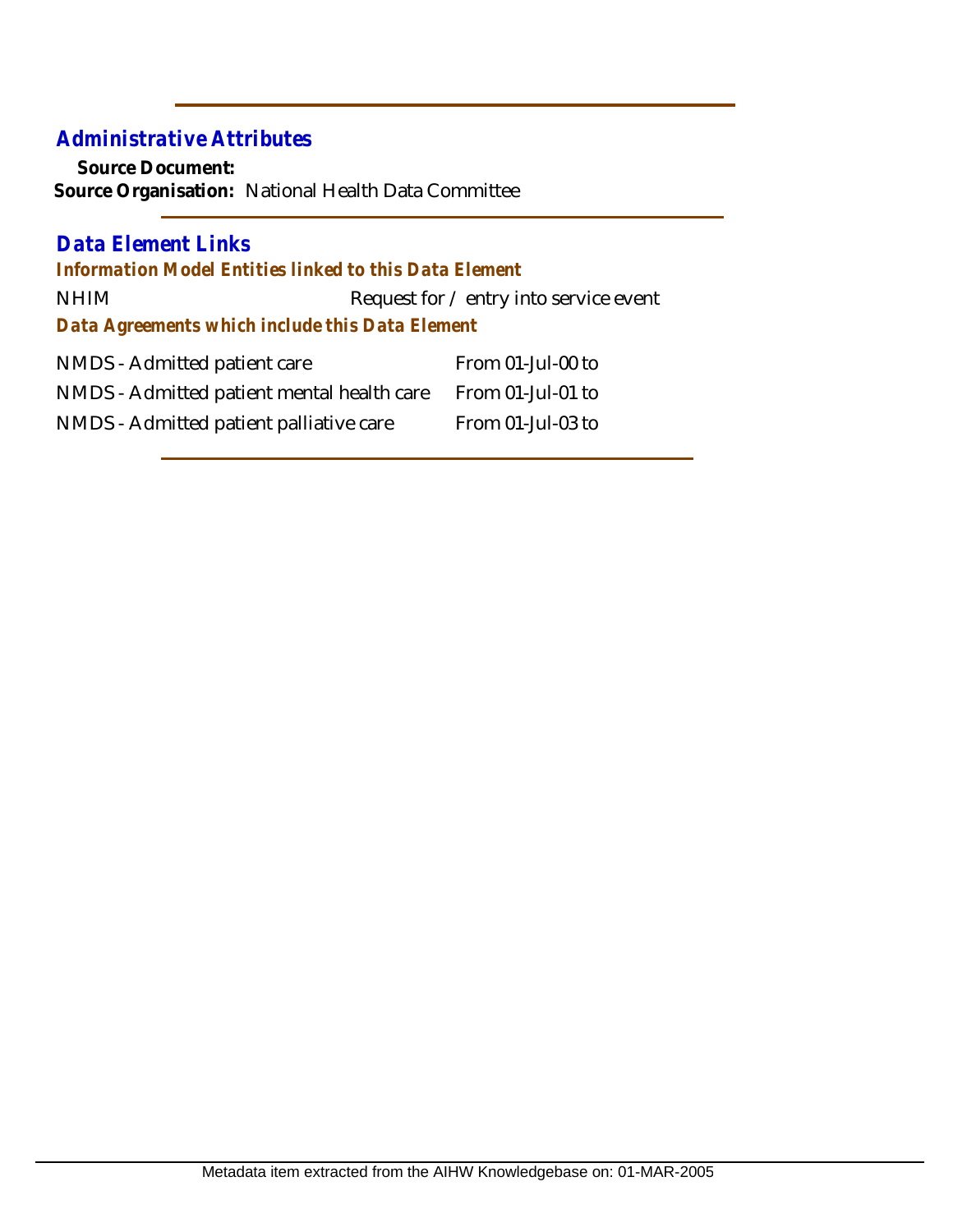## Administrative Attributes

**Source Document:**

**Source Organisation:** National Health Data Committee

## Data Element Links

### *Information Model Entities linked to this Data Element*

| | |
|---|---|
| NHIM | Request for / entry into service event |

### *Data Agreements which include this Data Element*

| | |
|---|---|
| NMDS - Admitted patient care | From 01-Jul-00 to |
| NMDS - Admitted patient mental health care | From 01-Jul-01 to |
| NMDS - Admitted patient palliative care | From 01-Jul-03 to |

Metadata item extracted from the AIHW Knowledgebase on: 01-MAR-2005